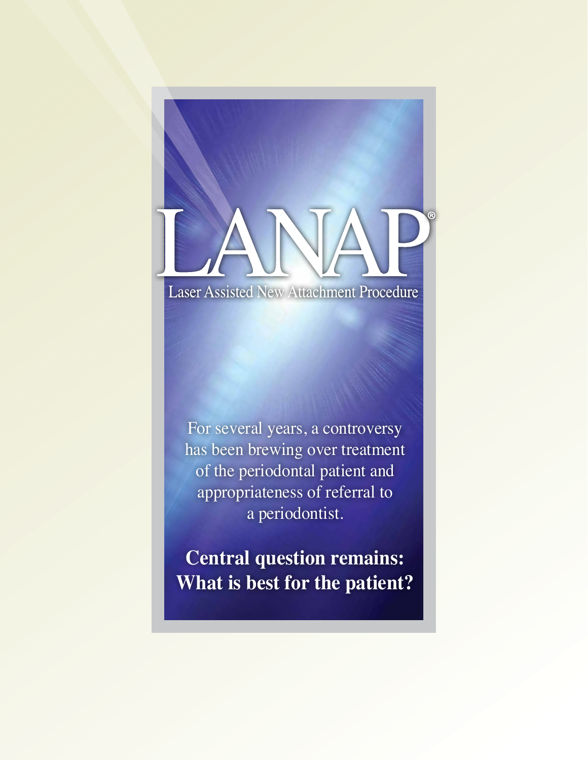# LANAP®

## Laser Assisted New Attachment Procedure

For several years, a controversy has been brewing over treatment of the periodontal patient and appropriateness of referral to a periodontist.

**Central question remains: What is best for the patient?**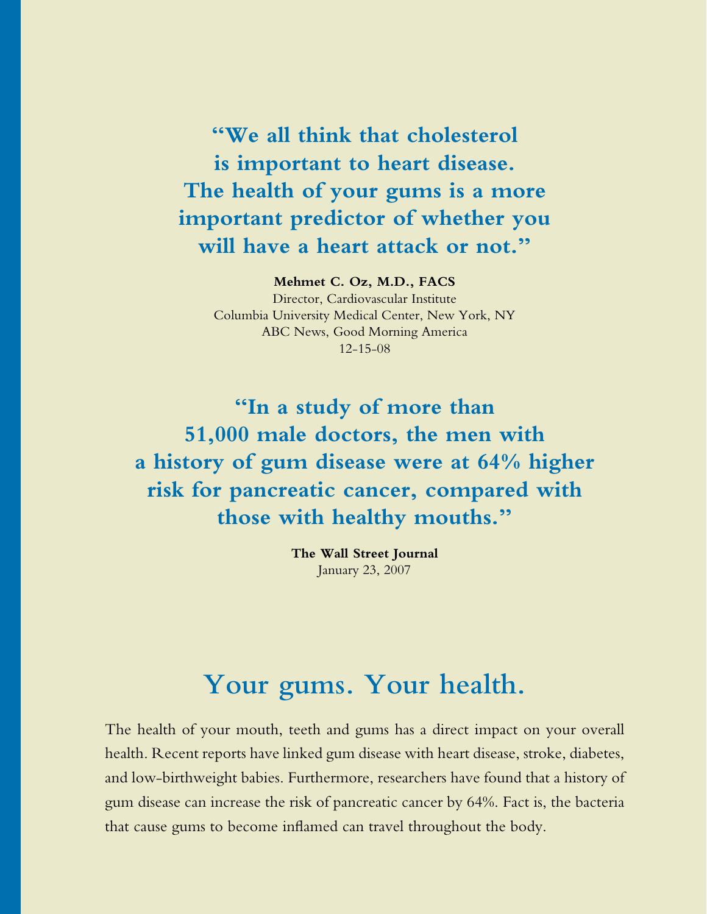**"We all think that cholesterol is important to heart disease. The health of your gums is a more important predictor of whether you will have a heart attack or not."**

**Mehmet C. Oz, M.D., FACS**
Director, Cardiovascular Institute
Columbia University Medical Center, New York, NY
ABC News, Good Morning America
12-15-08

**"In a study of more than 51,000 male doctors, the men with a history of gum disease were at 64% higher risk for pancreatic cancer, compared with those with healthy mouths."**

**The Wall Street Journal**
January 23, 2007

# Your gums. Your health.

The health of your mouth, teeth and gums has a direct impact on your overall health. Recent reports have linked gum disease with heart disease, stroke, diabetes, and low-birthweight babies. Furthermore, researchers have found that a history of gum disease can increase the risk of pancreatic cancer by 64%. Fact is, the bacteria that cause gums to become inflamed can travel throughout the body.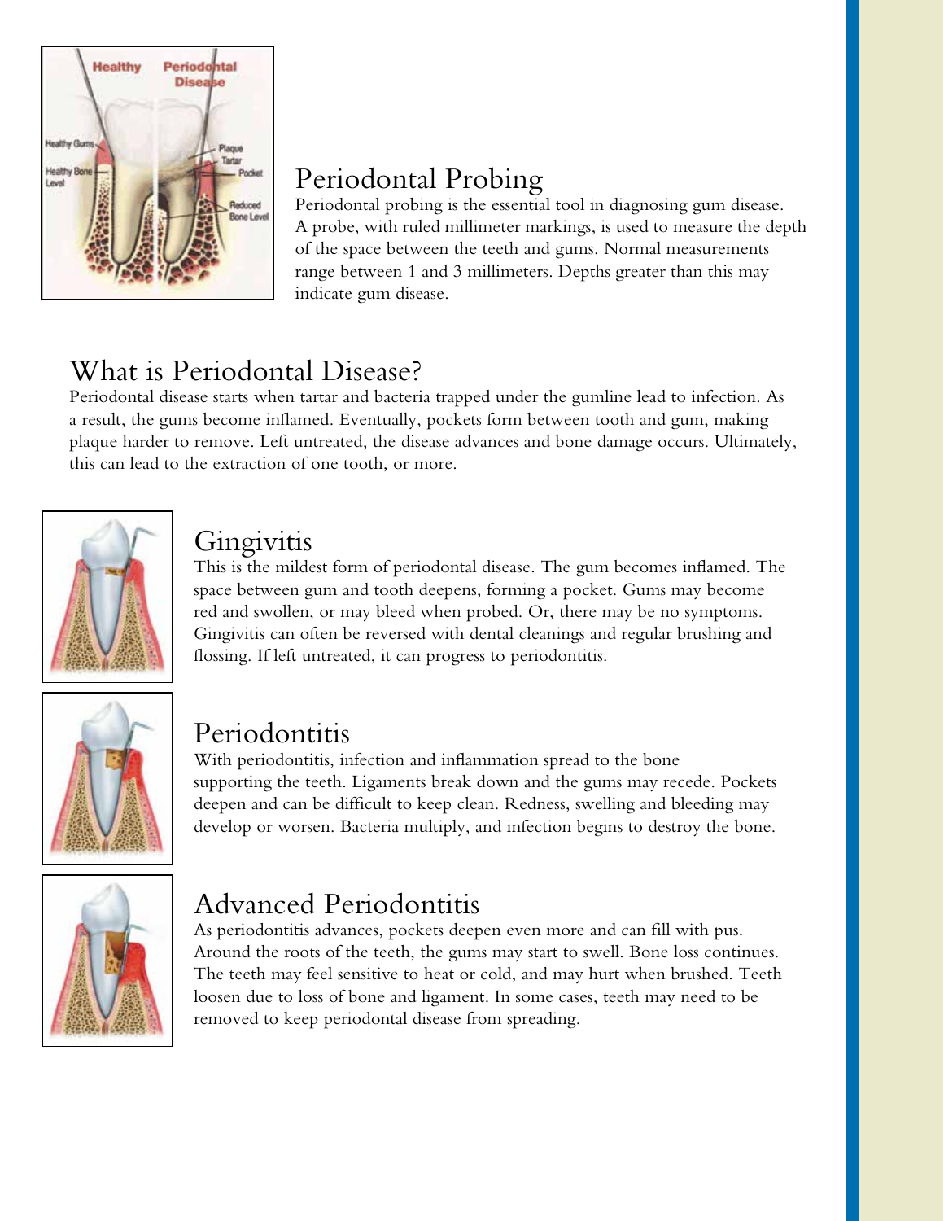## Periodontal Probing

Periodontal probing is the essential tool in diagnosing gum disease. A probe, with ruled millimeter markings, is used to measure the depth of the space between the teeth and gums. Normal measurements range between 1 and 3 millimeters. Depths greater than this may indicate gum disease.

## What is Periodontal Disease?

Periodontal disease starts when tartar and bacteria trapped under the gumline lead to infection. As a result, the gums become inflamed. Eventually, pockets form between tooth and gum, making plaque harder to remove. Left untreated, the disease advances and bone damage occurs. Ultimately, this can lead to the extraction of one tooth, or more.

## Gingivitis

This is the mildest form of periodontal disease. The gum becomes inflamed. The space between gum and tooth deepens, forming a pocket. Gums may become red and swollen, or may bleed when probed. Or, there may be no symptoms. Gingivitis can often be reversed with dental cleanings and regular brushing and flossing. If left untreated, it can progress to periodontitis.

## Periodontitis

With periodontitis, infection and inflammation spread to the bone supporting the teeth. Ligaments break down and the gums may recede. Pockets deepen and can be difficult to keep clean. Redness, swelling and bleeding may develop or worsen. Bacteria multiply, and infection begins to destroy the bone.

## Advanced Periodontitis

As periodontitis advances, pockets deepen even more and can fill with pus. Around the roots of the teeth, the gums may start to swell. Bone loss continues. The teeth may feel sensitive to heat or cold, and may hurt when brushed. Teeth loosen due to loss of bone and ligament. In some cases, teeth may need to be removed to keep periodontal disease from spreading.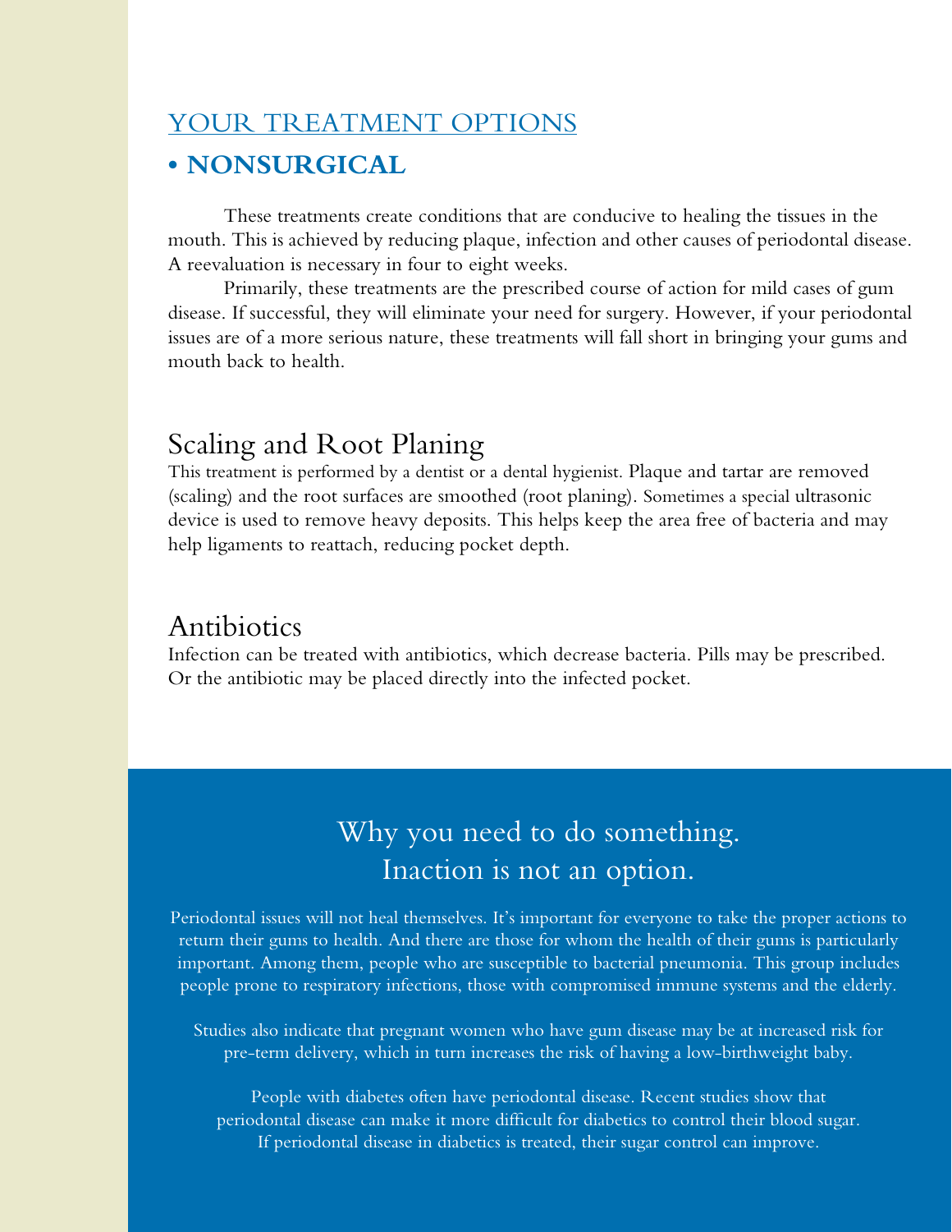## YOUR TREATMENT OPTIONS

### • NONSURGICAL

These treatments create conditions that are conducive to healing the tissues in the mouth. This is achieved by reducing plaque, infection and other causes of periodontal disease. A reevaluation is necessary in four to eight weeks.

Primarily, these treatments are the prescribed course of action for mild cases of gum disease. If successful, they will eliminate your need for surgery. However, if your periodontal issues are of a more serious nature, these treatments will fall short in bringing your gums and mouth back to health.

### Scaling and Root Planing

This treatment is performed by a dentist or a dental hygienist. Plaque and tartar are removed (scaling) and the root surfaces are smoothed (root planing). Sometimes a special ultrasonic device is used to remove heavy deposits. This helps keep the area free of bacteria and may help ligaments to reattach, reducing pocket depth.

### Antibiotics

Infection can be treated with antibiotics, which decrease bacteria. Pills may be prescribed. Or the antibiotic may be placed directly into the infected pocket.

## Why you need to do something. Inaction is not an option.

Periodontal issues will not heal themselves. It's important for everyone to take the proper actions to return their gums to health. And there are those for whom the health of their gums is particularly important. Among them, people who are susceptible to bacterial pneumonia. This group includes people prone to respiratory infections, those with compromised immune systems and the elderly.

Studies also indicate that pregnant women who have gum disease may be at increased risk for pre-term delivery, which in turn increases the risk of having a low-birthweight baby.

People with diabetes often have periodontal disease. Recent studies show that periodontal disease can make it more difficult for diabetics to control their blood sugar. If periodontal disease in diabetics is treated, their sugar control can improve.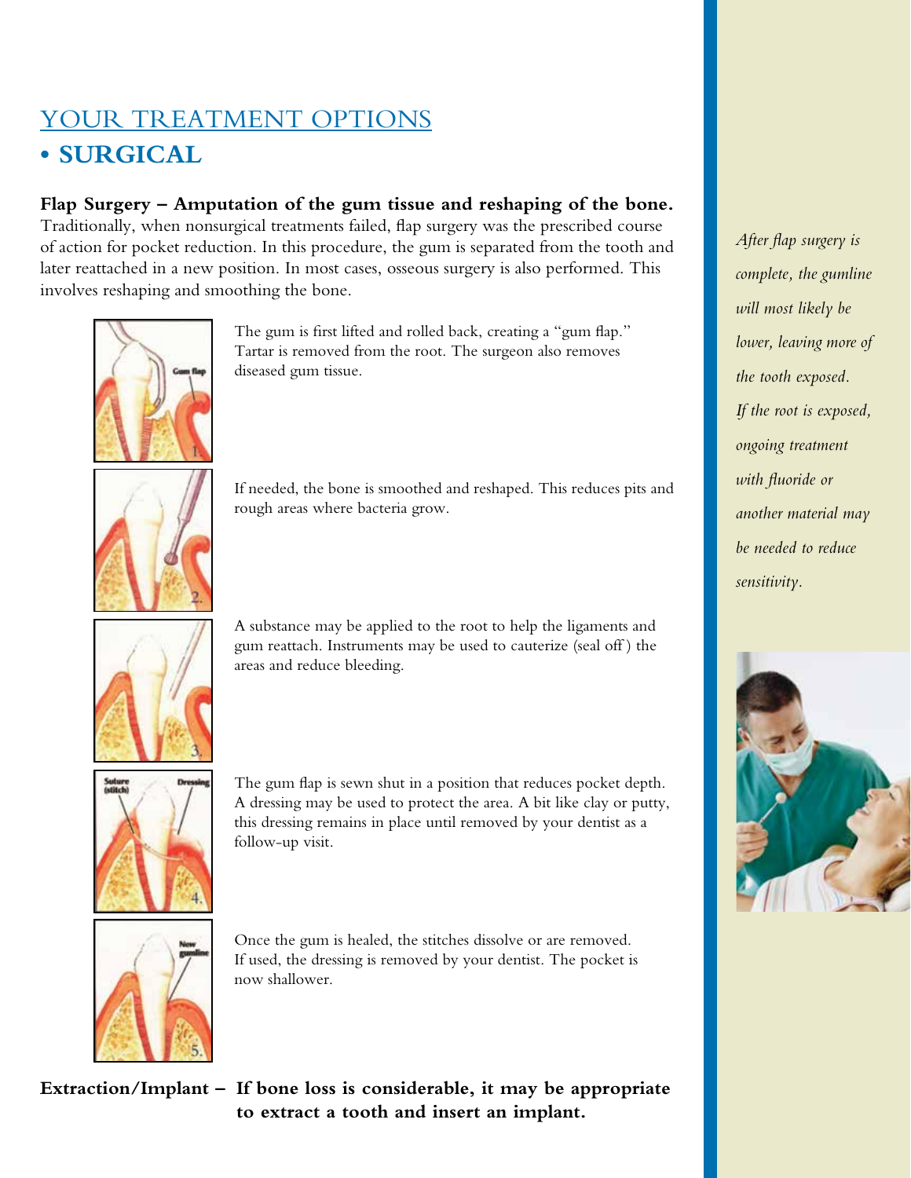# YOUR TREATMENT OPTIONS

## • SURGICAL

**Flap Surgery – Amputation of the gum tissue and reshaping of the bone.** Traditionally, when nonsurgical treatments failed, flap surgery was the prescribed course of action for pocket reduction. In this procedure, the gum is separated from the tooth and later reattached in a new position. In most cases, osseous surgery is also performed. This involves reshaping and smoothing the bone.

The gum is first lifted and rolled back, creating a "gum flap." Tartar is removed from the root. The surgeon also removes diseased gum tissue.

If needed, the bone is smoothed and reshaped. This reduces pits and rough areas where bacteria grow.

A substance may be applied to the root to help the ligaments and gum reattach. Instruments may be used to cauterize (seal off) the areas and reduce bleeding.

The gum flap is sewn shut in a position that reduces pocket depth. A dressing may be used to protect the area. A bit like clay or putty, this dressing remains in place until removed by your dentist as a follow-up visit.

Once the gum is healed, the stitches dissolve or are removed. If used, the dressing is removed by your dentist. The pocket is now shallower.

**Extraction/Implant – If bone loss is considerable, it may be appropriate to extract a tooth and insert an implant.**

*After flap surgery is complete, the gumline will most likely be lower, leaving more of the tooth exposed. If the root is exposed, ongoing treatment with fluoride or another material may be needed to reduce sensitivity.*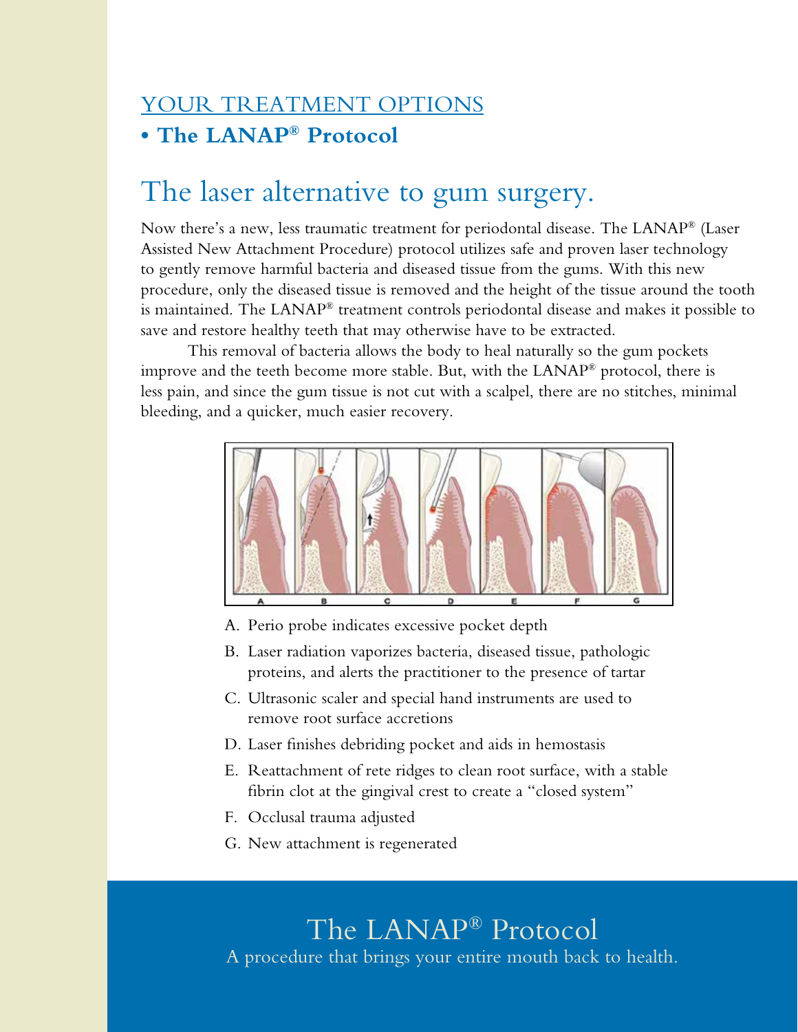YOUR TREATMENT OPTIONS

- **The LANAP® Protocol**

# The laser alternative to gum surgery.

Now there's a new, less traumatic treatment for periodontal disease. The LANAP® (Laser Assisted New Attachment Procedure) protocol utilizes safe and proven laser technology to gently remove harmful bacteria and diseased tissue from the gums. With this new procedure, only the diseased tissue is removed and the height of the tissue around the tooth is maintained. The LANAP® treatment controls periodontal disease and makes it possible to save and restore healthy teeth that may otherwise have to be extracted.

This removal of bacteria allows the body to heal naturally so the gum pockets improve and the teeth become more stable. But, with the LANAP® protocol, there is less pain, and since the gum tissue is not cut with a scalpel, there are no stitches, minimal bleeding, and a quicker, much easier recovery.

A. Perio probe indicates excessive pocket depth

B. Laser radiation vaporizes bacteria, diseased tissue, pathologic proteins, and alerts the practitioner to the presence of tartar

C. Ultrasonic scaler and special hand instruments are used to remove root surface accretions

D. Laser finishes debriding pocket and aids in hemostasis

E. Reattachment of rete ridges to clean root surface, with a stable fibrin clot at the gingival crest to create a "closed system"

F. Occlusal trauma adjusted

G. New attachment is regenerated

## The LANAP® Protocol

A procedure that brings your entire mouth back to health.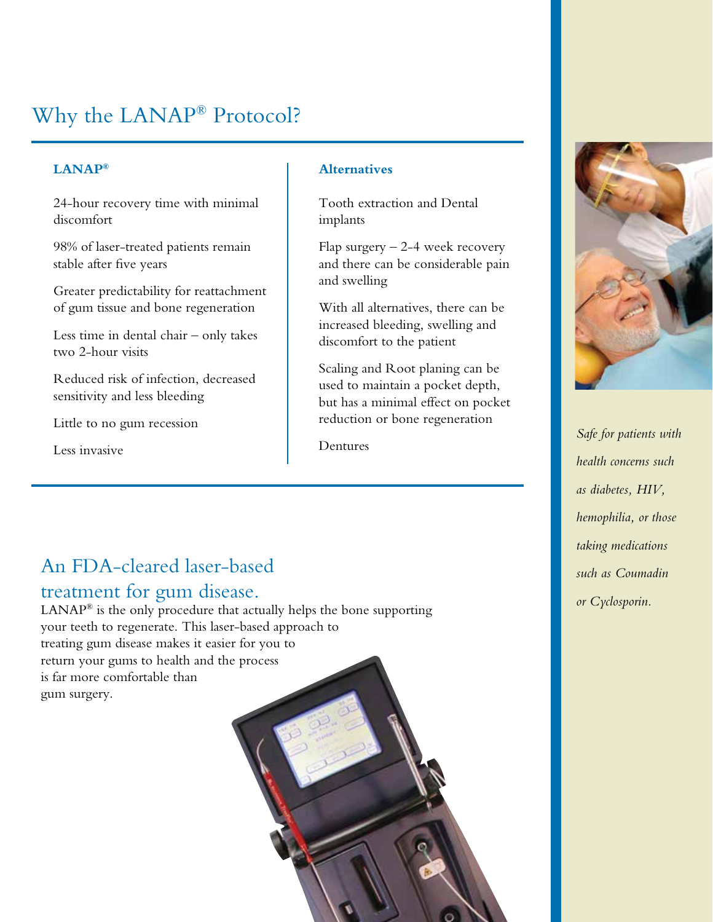# Why the LANAP® Protocol?

| **LANAP®** | **Alternatives** |
|---|---|
| 24-hour recovery time with minimal discomfort | Tooth extraction and Dental implants |
| 98% of laser-treated patients remain stable after five years | Flap surgery – 2-4 week recovery and there can be considerable pain and swelling |
| Greater predictability for reattachment of gum tissue and bone regeneration | With all alternatives, there can be increased bleeding, swelling and discomfort to the patient |
| Less time in dental chair – only takes two 2-hour visits | Scaling and Root planing can be used to maintain a pocket depth, but has a minimal effect on pocket reduction or bone regeneration |
| Reduced risk of infection, decreased sensitivity and less bleeding | Dentures |
| Little to no gum recession | |
| Less invasive | |

## An FDA-cleared laser-based treatment for gum disease.

LANAP® is the only procedure that actually helps the bone supporting your teeth to regenerate. This laser-based approach to treating gum disease makes it easier for you to return your gums to health and the process is far more comfortable than gum surgery.

*Safe for patients with health concerns such as diabetes, HIV, hemophilia, or those taking medications such as Coumadin or Cyclosporin.*